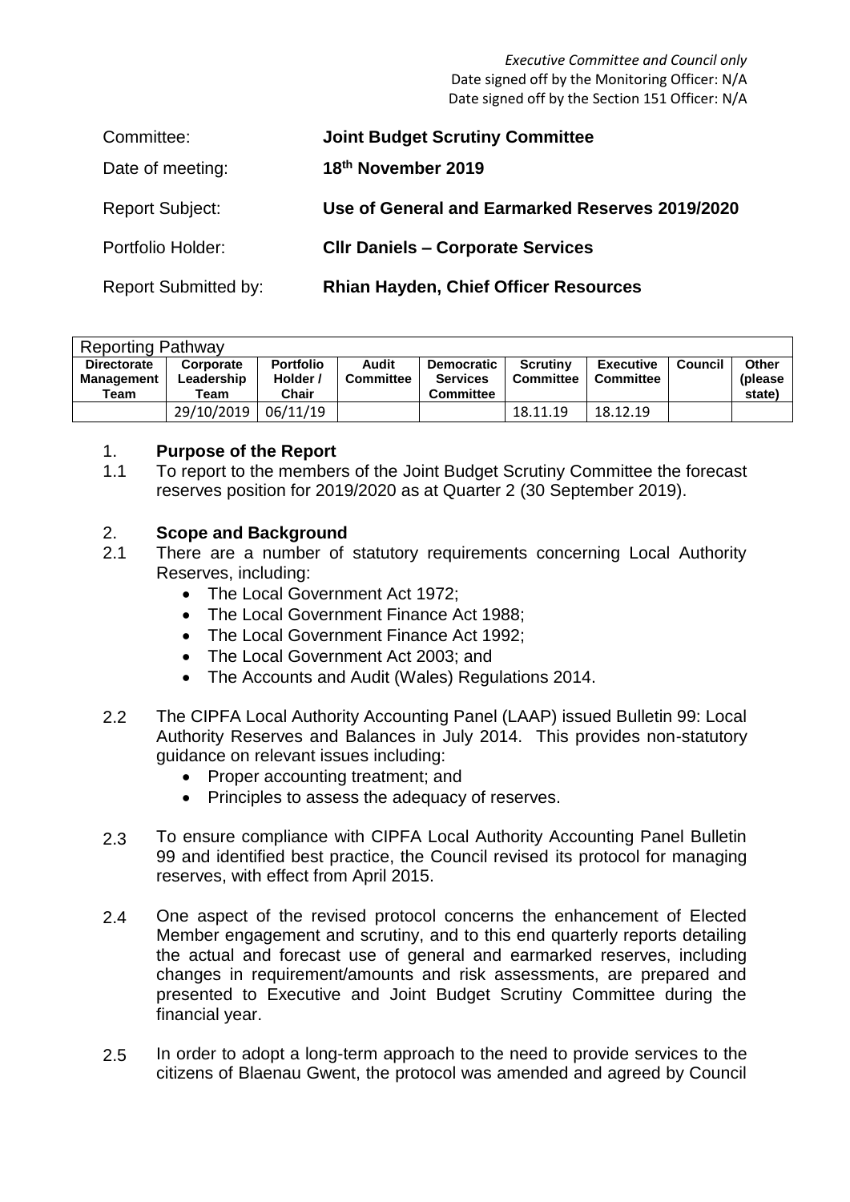*Executive Committee and Council only*
Date signed off by the Monitoring Officer: N/A
Date signed off by the Section 151 Officer: N/A

| | |
|---|---|
| Committee: | **Joint Budget Scrutiny Committee** |
| Date of meeting: | **18th November 2019** |
| Report Subject: | **Use of General and Earmarked Reserves 2019/2020** |
| Portfolio Holder: | **Cllr Daniels – Corporate Services** |
| Report Submitted by: | **Rhian Hayden, Chief Officer Resources** |

| Reporting Pathway | | | | | | | | |
|---|---|---|---|---|---|---|---|---|
| **Directorate Management Team** | **Corporate Leadership Team** | **Portfolio Holder / Chair** | **Audit Committee** | **Democratic Services Committee** | **Scrutiny Committee** | **Executive Committee** | **Council** | **Other (please state)** |
| | 29/10/2019 | 06/11/19 | | | 18.11.19 | 18.12.19 | | |

## 1. Purpose of the Report

1.1 To report to the members of the Joint Budget Scrutiny Committee the forecast reserves position for 2019/2020 as at Quarter 2 (30 September 2019).

## 2. Scope and Background

2.1 There are a number of statutory requirements concerning Local Authority Reserves, including:

- The Local Government Act 1972;
- The Local Government Finance Act 1988;
- The Local Government Finance Act 1992;
- The Local Government Act 2003; and
- The Accounts and Audit (Wales) Regulations 2014.

2.2 The CIPFA Local Authority Accounting Panel (LAAP) issued Bulletin 99: Local Authority Reserves and Balances in July 2014. This provides non-statutory guidance on relevant issues including:

- Proper accounting treatment; and
- Principles to assess the adequacy of reserves.

2.3 To ensure compliance with CIPFA Local Authority Accounting Panel Bulletin 99 and identified best practice, the Council revised its protocol for managing reserves, with effect from April 2015.

2.4 One aspect of the revised protocol concerns the enhancement of Elected Member engagement and scrutiny, and to this end quarterly reports detailing the actual and forecast use of general and earmarked reserves, including changes in requirement/amounts and risk assessments, are prepared and presented to Executive and Joint Budget Scrutiny Committee during the financial year.

2.5 In order to adopt a long-term approach to the need to provide services to the citizens of Blaenau Gwent, the protocol was amended and agreed by Council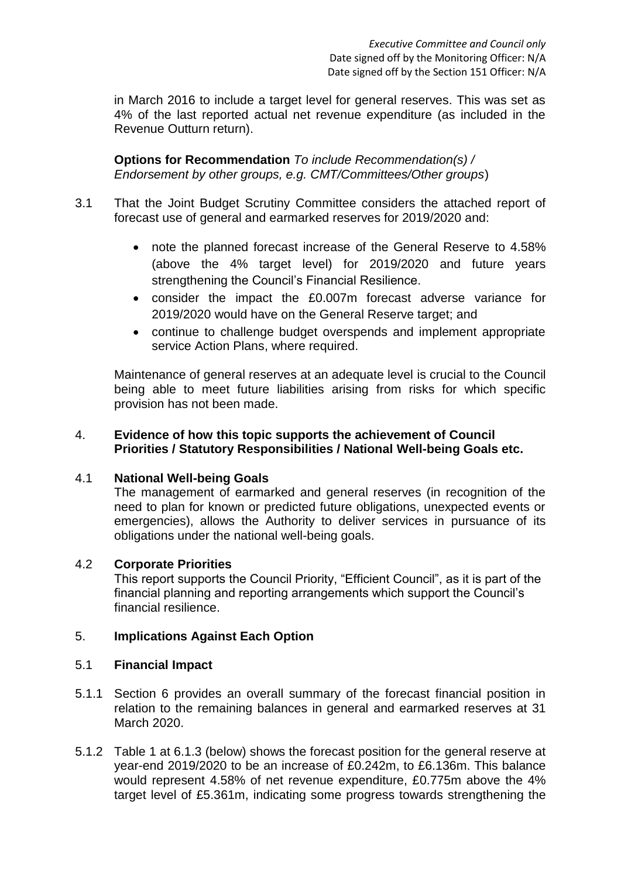in March 2016 to include a target level for general reserves. This was set as 4% of the last reported actual net revenue expenditure (as included in the Revenue Outturn return).

**Options for Recommendation** *To include Recommendation(s) / Endorsement by other groups, e.g. CMT/Committees/Other groups*)

3.1 That the Joint Budget Scrutiny Committee considers the attached report of forecast use of general and earmarked reserves for 2019/2020 and:

- note the planned forecast increase of the General Reserve to 4.58% (above the 4% target level) for 2019/2020 and future years strengthening the Council's Financial Resilience.
- consider the impact the £0.007m forecast adverse variance for 2019/2020 would have on the General Reserve target; and
- continue to challenge budget overspends and implement appropriate service Action Plans, where required.

Maintenance of general reserves at an adequate level is crucial to the Council being able to meet future liabilities arising from risks for which specific provision has not been made.

## 4. Evidence of how this topic supports the achievement of Council Priorities / Statutory Responsibilities / National Well-being Goals etc.

### 4.1 National Well-being Goals

The management of earmarked and general reserves (in recognition of the need to plan for known or predicted future obligations, unexpected events or emergencies), allows the Authority to deliver services in pursuance of its obligations under the national well-being goals.

### 4.2 Corporate Priorities

This report supports the Council Priority, "Efficient Council", as it is part of the financial planning and reporting arrangements which support the Council's financial resilience.

## 5. Implications Against Each Option

### 5.1 Financial Impact

5.1.1 Section 6 provides an overall summary of the forecast financial position in relation to the remaining balances in general and earmarked reserves at 31 March 2020.

5.1.2 Table 1 at 6.1.3 (below) shows the forecast position for the general reserve at year-end 2019/2020 to be an increase of £0.242m, to £6.136m. This balance would represent 4.58% of net revenue expenditure, £0.775m above the 4% target level of £5.361m, indicating some progress towards strengthening the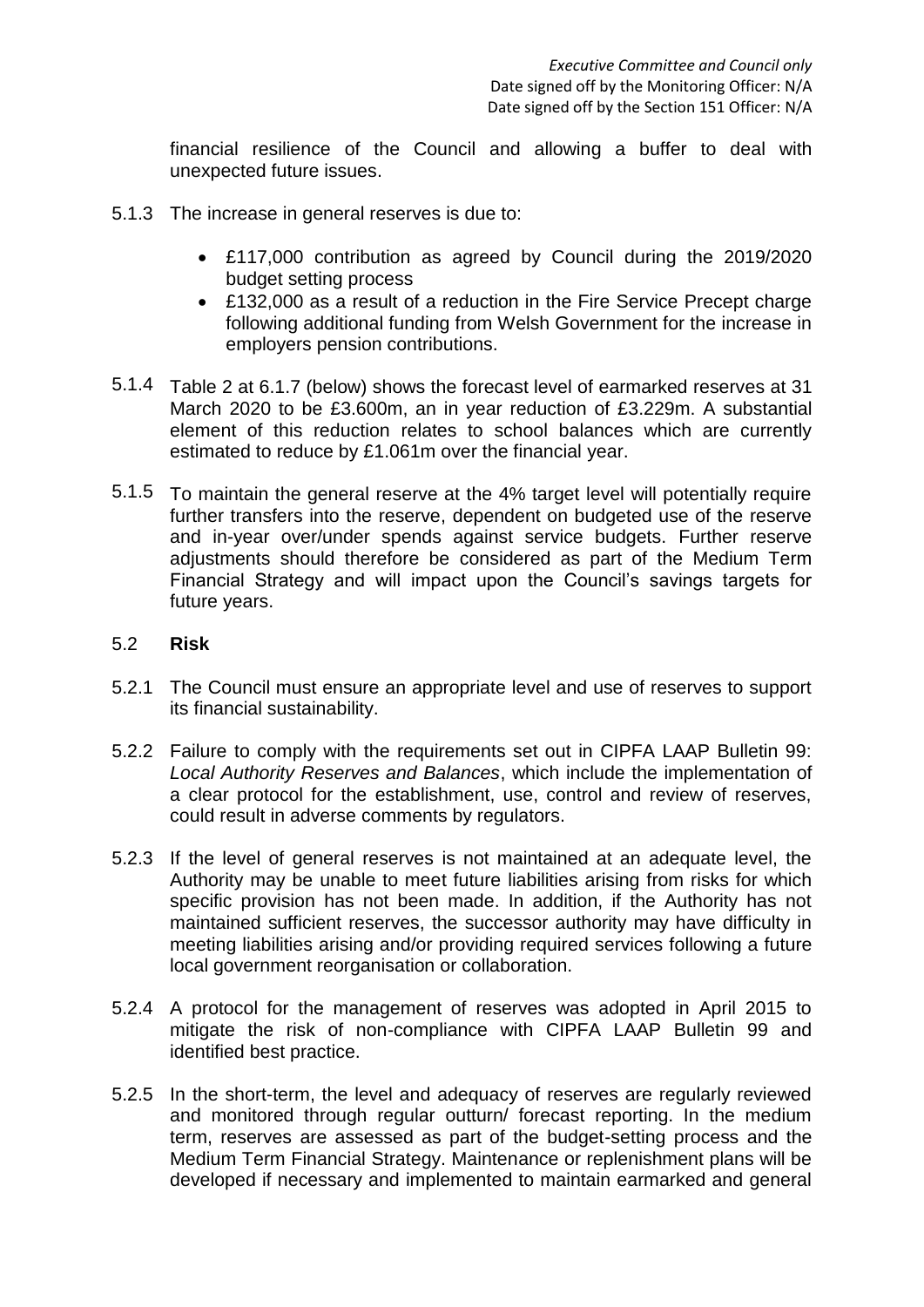financial resilience of the Council and allowing a buffer to deal with unexpected future issues.

5.1.3 The increase in general reserves is due to:

- £117,000 contribution as agreed by Council during the 2019/2020 budget setting process
- £132,000 as a result of a reduction in the Fire Service Precept charge following additional funding from Welsh Government for the increase in employers pension contributions.

5.1.4 Table 2 at 6.1.7 (below) shows the forecast level of earmarked reserves at 31 March 2020 to be £3.600m, an in year reduction of £3.229m. A substantial element of this reduction relates to school balances which are currently estimated to reduce by £1.061m over the financial year.

5.1.5 To maintain the general reserve at the 4% target level will potentially require further transfers into the reserve, dependent on budgeted use of the reserve and in-year over/under spends against service budgets. Further reserve adjustments should therefore be considered as part of the Medium Term Financial Strategy and will impact upon the Council's savings targets for future years.

## 5.2 **Risk**

5.2.1 The Council must ensure an appropriate level and use of reserves to support its financial sustainability.

5.2.2 Failure to comply with the requirements set out in CIPFA LAAP Bulletin 99: *Local Authority Reserves and Balances*, which include the implementation of a clear protocol for the establishment, use, control and review of reserves, could result in adverse comments by regulators.

5.2.3 If the level of general reserves is not maintained at an adequate level, the Authority may be unable to meet future liabilities arising from risks for which specific provision has not been made. In addition, if the Authority has not maintained sufficient reserves, the successor authority may have difficulty in meeting liabilities arising and/or providing required services following a future local government reorganisation or collaboration.

5.2.4 A protocol for the management of reserves was adopted in April 2015 to mitigate the risk of non-compliance with CIPFA LAAP Bulletin 99 and identified best practice.

5.2.5 In the short-term, the level and adequacy of reserves are regularly reviewed and monitored through regular outturn/ forecast reporting. In the medium term, reserves are assessed as part of the budget-setting process and the Medium Term Financial Strategy. Maintenance or replenishment plans will be developed if necessary and implemented to maintain earmarked and general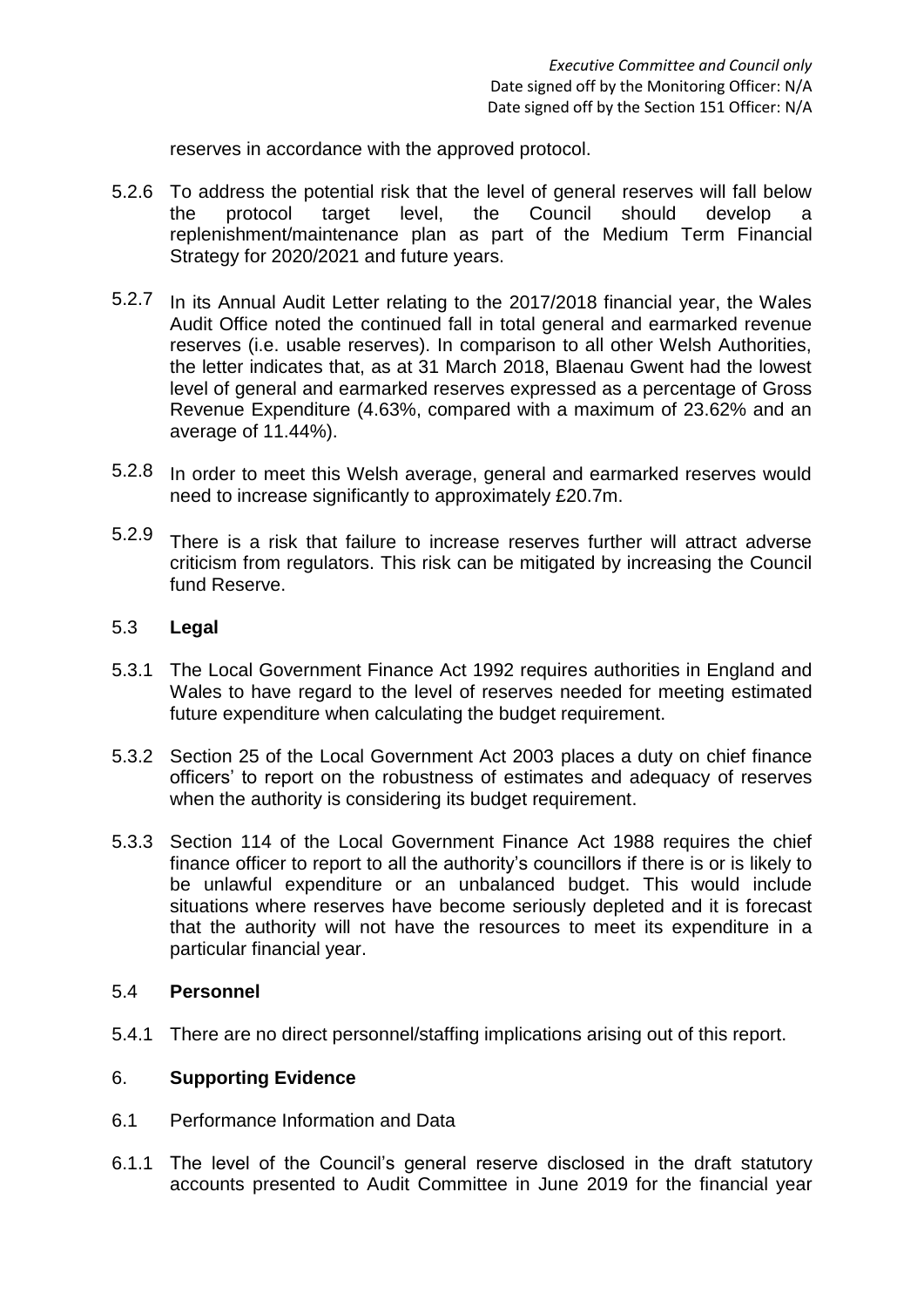reserves in accordance with the approved protocol.

5.2.6 To address the potential risk that the level of general reserves will fall below the protocol target level, the Council should develop a replenishment/maintenance plan as part of the Medium Term Financial Strategy for 2020/2021 and future years.

5.2.7 In its Annual Audit Letter relating to the 2017/2018 financial year, the Wales Audit Office noted the continued fall in total general and earmarked revenue reserves (i.e. usable reserves). In comparison to all other Welsh Authorities, the letter indicates that, as at 31 March 2018, Blaenau Gwent had the lowest level of general and earmarked reserves expressed as a percentage of Gross Revenue Expenditure (4.63%, compared with a maximum of 23.62% and an average of 11.44%).

5.2.8 In order to meet this Welsh average, general and earmarked reserves would need to increase significantly to approximately £20.7m.

5.2.9 There is a risk that failure to increase reserves further will attract adverse criticism from regulators. This risk can be mitigated by increasing the Council fund Reserve.

## 5.3 Legal

5.3.1 The Local Government Finance Act 1992 requires authorities in England and Wales to have regard to the level of reserves needed for meeting estimated future expenditure when calculating the budget requirement.

5.3.2 Section 25 of the Local Government Act 2003 places a duty on chief finance officers' to report on the robustness of estimates and adequacy of reserves when the authority is considering its budget requirement.

5.3.3 Section 114 of the Local Government Finance Act 1988 requires the chief finance officer to report to all the authority's councillors if there is or is likely to be unlawful expenditure or an unbalanced budget. This would include situations where reserves have become seriously depleted and it is forecast that the authority will not have the resources to meet its expenditure in a particular financial year.

## 5.4 Personnel

5.4.1 There are no direct personnel/staffing implications arising out of this report.

## 6. Supporting Evidence

6.1 Performance Information and Data

6.1.1 The level of the Council's general reserve disclosed in the draft statutory accounts presented to Audit Committee in June 2019 for the financial year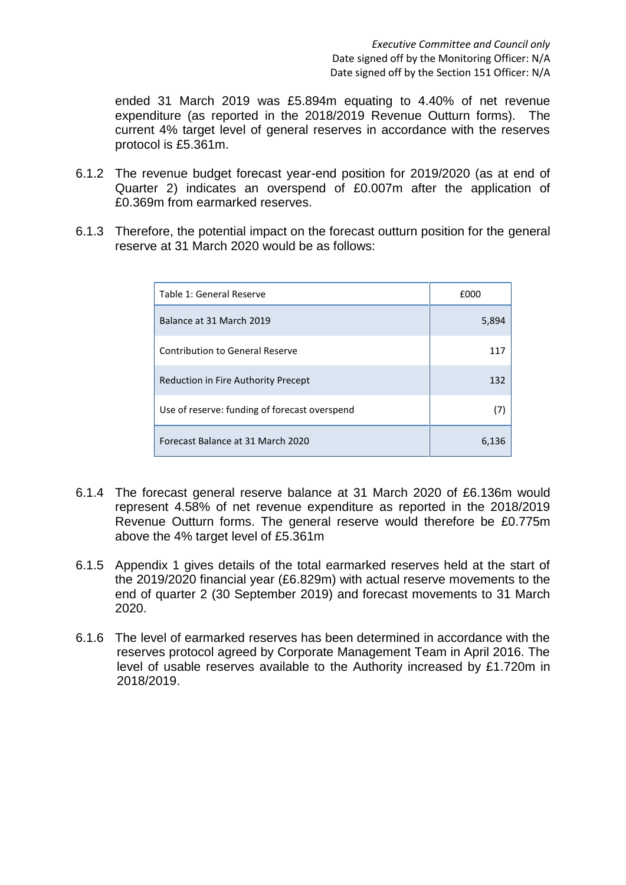ended 31 March 2019 was £5.894m equating to 4.40% of net revenue expenditure (as reported in the 2018/2019 Revenue Outturn forms). The current 4% target level of general reserves in accordance with the reserves protocol is £5.361m.

6.1.2 The revenue budget forecast year-end position for 2019/2020 (as at end of Quarter 2) indicates an overspend of £0.007m after the application of £0.369m from earmarked reserves.

6.1.3 Therefore, the potential impact on the forecast outturn position for the general reserve at 31 March 2020 would be as follows:

| Table 1: General Reserve | £000 |
|---|---|
| Balance at 31 March 2019 | 5,894 |
| Contribution to General Reserve | 117 |
| Reduction in Fire Authority Precept | 132 |
| Use of reserve: funding of forecast overspend | (7) |
| Forecast Balance at 31 March 2020 | 6,136 |

6.1.4 The forecast general reserve balance at 31 March 2020 of £6.136m would represent 4.58% of net revenue expenditure as reported in the 2018/2019 Revenue Outturn forms. The general reserve would therefore be £0.775m above the 4% target level of £5.361m

6.1.5 Appendix 1 gives details of the total earmarked reserves held at the start of the 2019/2020 financial year (£6.829m) with actual reserve movements to the end of quarter 2 (30 September 2019) and forecast movements to 31 March 2020.

6.1.6 The level of earmarked reserves has been determined in accordance with the reserves protocol agreed by Corporate Management Team in April 2016. The level of usable reserves available to the Authority increased by £1.720m in 2018/2019.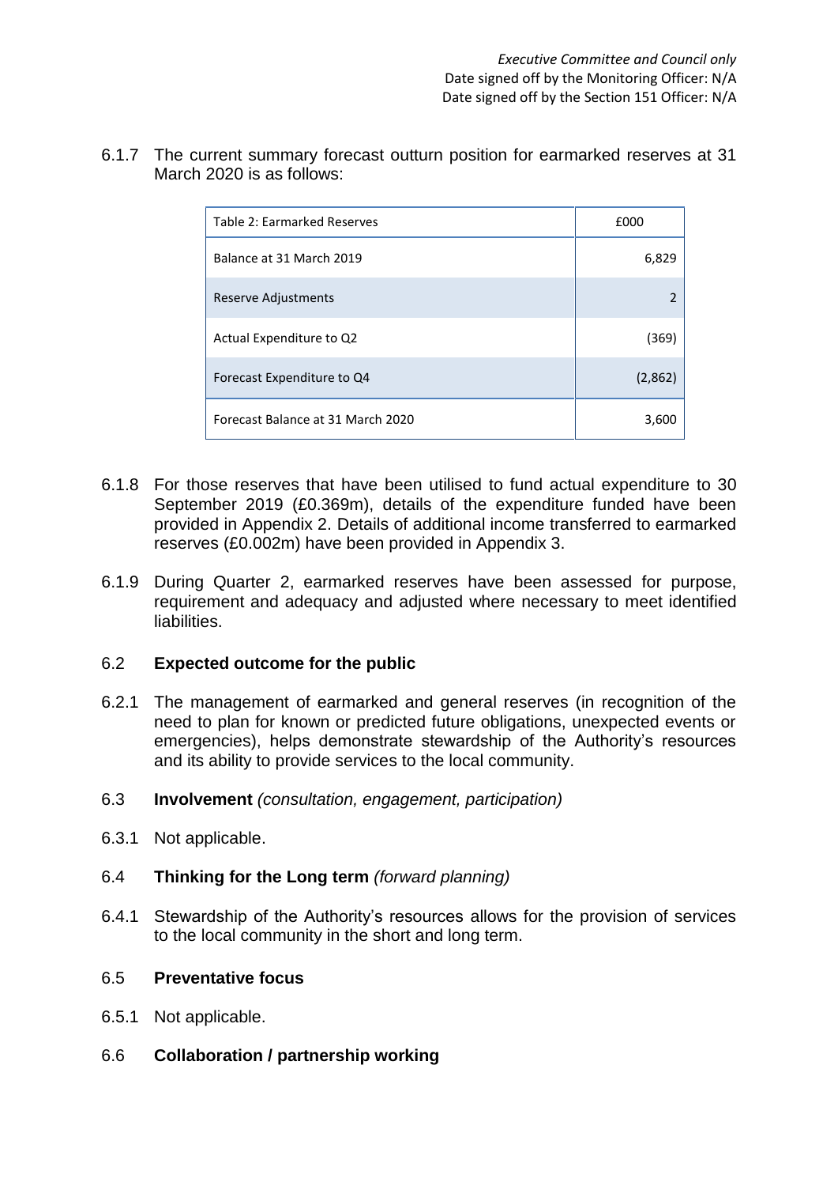*Executive Committee and Council only*
Date signed off by the Monitoring Officer: N/A
Date signed off by the Section 151 Officer: N/A

6.1.7 The current summary forecast outturn position for earmarked reserves at 31 March 2020 is as follows:

| Table 2: Earmarked Reserves | £000 |
|---|---:|
| Balance at 31 March 2019 | 6,829 |
| Reserve Adjustments | 2 |
| Actual Expenditure to Q2 | (369) |
| Forecast Expenditure to Q4 | (2,862) |
| Forecast Balance at 31 March 2020 | 3,600 |

6.1.8 For those reserves that have been utilised to fund actual expenditure to 30 September 2019 (£0.369m), details of the expenditure funded have been provided in Appendix 2. Details of additional income transferred to earmarked reserves (£0.002m) have been provided in Appendix 3.

6.1.9 During Quarter 2, earmarked reserves have been assessed for purpose, requirement and adequacy and adjusted where necessary to meet identified liabilities.

## 6.2 Expected outcome for the public

6.2.1 The management of earmarked and general reserves (in recognition of the need to plan for known or predicted future obligations, unexpected events or emergencies), helps demonstrate stewardship of the Authority's resources and its ability to provide services to the local community.

## 6.3 Involvement *(consultation, engagement, participation)*

6.3.1 Not applicable.

## 6.4 Thinking for the Long term *(forward planning)*

6.4.1 Stewardship of the Authority's resources allows for the provision of services to the local community in the short and long term.

## 6.5 Preventative focus

6.5.1 Not applicable.

## 6.6 Collaboration / partnership working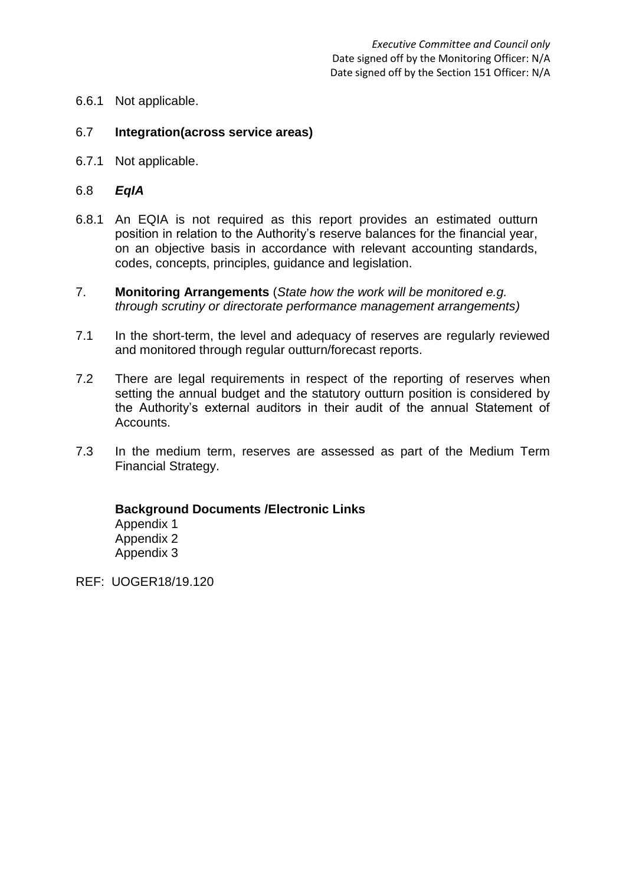*Executive Committee and Council only*
Date signed off by the Monitoring Officer: N/A
Date signed off by the Section 151 Officer: N/A

6.6.1 Not applicable.

6.7 **Integration(across service areas)**

6.7.1 Not applicable.

6.8 ***EqIA***

6.8.1 An EQIA is not required as this report provides an estimated outturn position in relation to the Authority's reserve balances for the financial year, on an objective basis in accordance with relevant accounting standards, codes, concepts, principles, guidance and legislation.

7. **Monitoring Arrangements** (*State how the work will be monitored e.g. through scrutiny or directorate performance management arrangements)*

7.1 In the short-term, the level and adequacy of reserves are regularly reviewed and monitored through regular outturn/forecast reports.

7.2 There are legal requirements in respect of the reporting of reserves when setting the annual budget and the statutory outturn position is considered by the Authority's external auditors in their audit of the annual Statement of Accounts.

7.3 In the medium term, reserves are assessed as part of the Medium Term Financial Strategy.

**Background Documents /Electronic Links**
Appendix 1
Appendix 2
Appendix 3

REF: UOGER18/19.120